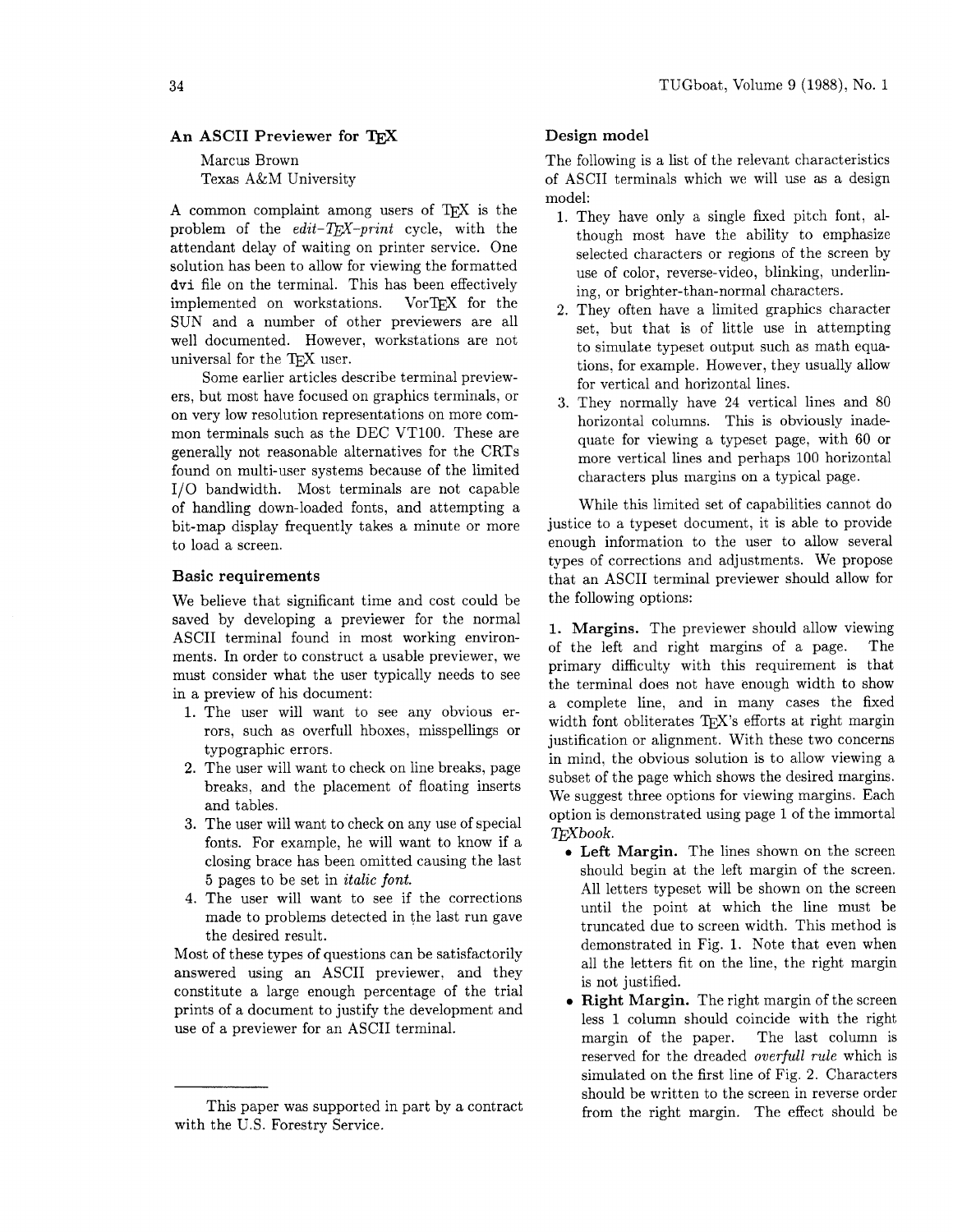## An ASCII Previewer for TeX

Marcus Brown
Texas A&M University

A common complaint among users of TeX is the problem of the *edit-TeX-print* cycle, with the attendant delay of waiting on printer service. One solution has been to allow for viewing the formatted **dvi** file on the terminal. This has been effectively implemented on workstations. VorTeX for the SUN and a number of other previewers are all well documented. However, workstations are not universal for the TeX user.

Some earlier articles describe terminal previewers, but most have focused on graphics terminals, or on very low resolution representations on more common terminals such as the DEC VT100. These are generally not reasonable alternatives for the CRTs found on multi-user systems because of the limited I/O bandwidth. Most terminals are not capable of handling down-loaded fonts, and attempting a bit-map display frequently takes a minute or more to load a screen.

### Basic requirements

We believe that significant time and cost could be saved by developing a previewer for the normal ASCII terminal found in most working environments. In order to construct a usable previewer, we must consider what the user typically needs to see in a preview of his document:

1. The user will want to see any obvious errors, such as overfull hboxes, misspellings or typographic errors.
2. The user will want to check on line breaks, page breaks, and the placement of floating inserts and tables.
3. The user will want to check on any use of special fonts. For example, he will want to know if a closing brace has been omitted causing the last 5 pages to be set in *italic font.*
4. The user will want to see if the corrections made to problems detected in the last run gave the desired result.

Most of these types of questions can be satisfactorily answered using an ASCII previewer, and they constitute a large enough percentage of the trial prints of a document to justify the development and use of a previewer for an ASCII terminal.

---

This paper was supported in part by a contract with the U.S. Forestry Service.

### Design model

The following is a list of the relevant characteristics of ASCII terminals which we will use as a design model:

1. They have only a single fixed pitch font, although most have the ability to emphasize selected characters or regions of the screen by use of color, reverse-video, blinking, underlining, or brighter-than-normal characters.
2. They often have a limited graphics character set, but that is of little use in attempting to simulate typeset output such as math equations, for example. However, they usually allow for vertical and horizontal lines.
3. They normally have 24 vertical lines and 80 horizontal columns. This is obviously inadequate for viewing a typeset page, with 60 or more vertical lines and perhaps 100 horizontal characters plus margins on a typical page.

While this limited set of capabilities cannot do justice to a typeset document, it is able to provide enough information to the user to allow several types of corrections and adjustments. We propose that an ASCII terminal previewer should allow for the following options:

**1. Margins.** The previewer should allow viewing of the left and right margins of a page. The primary difficulty with this requirement is that the terminal does not have enough width to show a complete line, and in many cases the fixed width font obliterates TeX's efforts at right margin justification or alignment. With these two concerns in mind, the obvious solution is to allow viewing a subset of the page which shows the desired margins. We suggest three options for viewing margins. Each option is demonstrated using page 1 of the immortal *TeXbook*.

- **Left Margin.** The lines shown on the screen should begin at the left margin of the screen. All letters typeset will be shown on the screen until the point at which the line must be truncated due to screen width. This method is demonstrated in Fig. 1. Note that even when all the letters fit on the line, the right margin is not justified.
- **Right Margin.** The right margin of the screen less 1 column should coincide with the right margin of the paper. The last column is reserved for the dreaded *overfull rule* which is simulated on the first line of Fig. 2. Characters should be written to the screen in reverse order from the right margin. The effect should be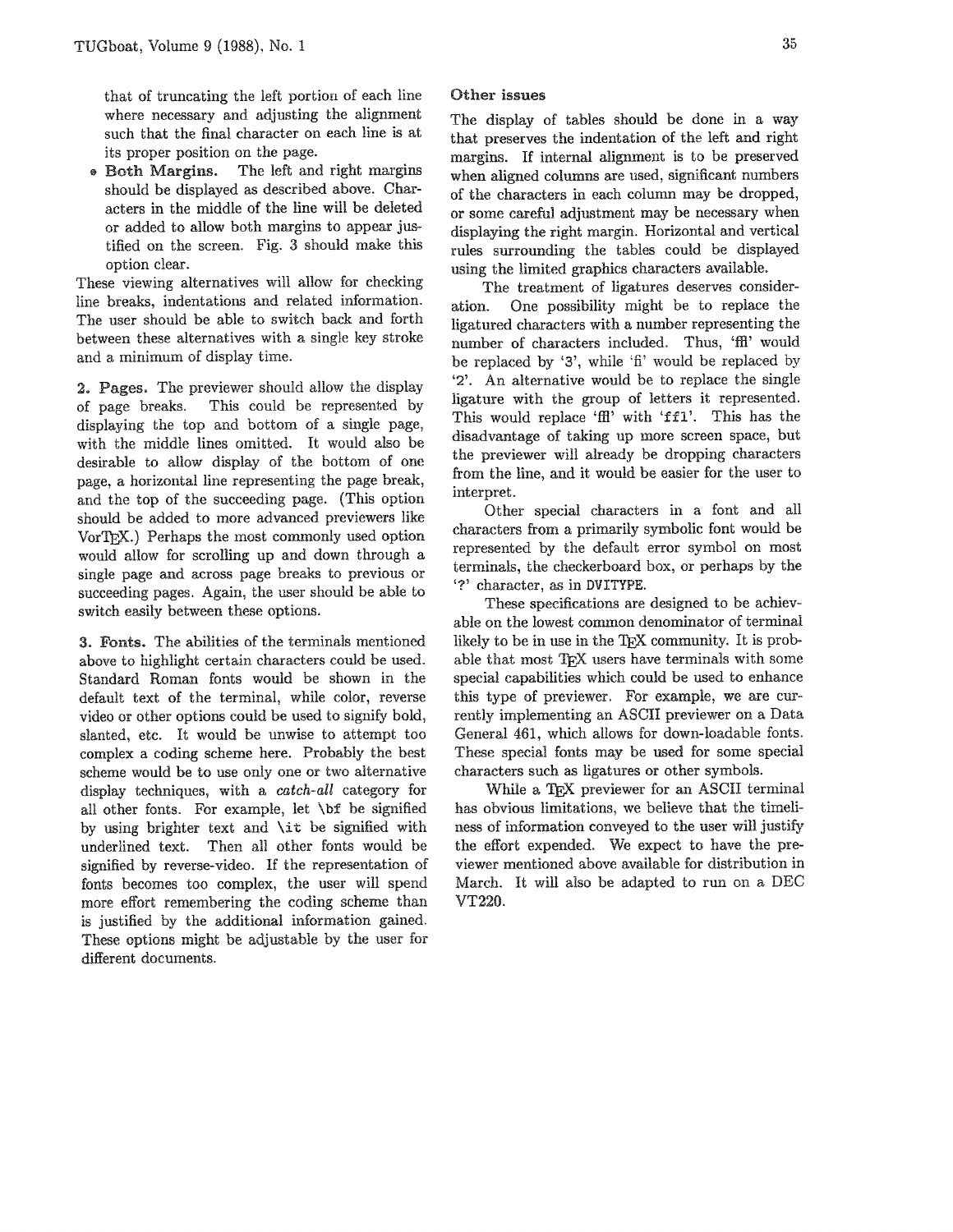that of truncating the left portion of each line where necessary and adjusting the alignment such that the final character on each line is at its proper position on the page.

- **Both Margins.** The left and right margins should be displayed as described above. Characters in the middle of the line will be deleted or added to allow both margins to appear justified on the screen. Fig. 3 should make this option clear.

These viewing alternatives will allow for checking line breaks, indentations and related information. The user should be able to switch back and forth between these alternatives with a single key stroke and a minimum of display time.

**2. Pages.** The previewer should allow the display of page breaks. This could be represented by displaying the top and bottom of a single page, with the middle lines omitted. It would also be desirable to allow display of the bottom of one page, a horizontal line representing the page break, and the top of the succeeding page. (This option should be added to more advanced previewers like VorTeX.) Perhaps the most commonly used option would allow for scrolling up and down through a single page and across page breaks to previous or succeeding pages. Again, the user should be able to switch easily between these options.

**3. Fonts.** The abilities of the terminals mentioned above to highlight certain characters could be used. Standard Roman fonts would be shown in the default text of the terminal, while color, reverse video or other options could be used to signify bold, slanted, etc. It would be unwise to attempt too complex a coding scheme here. Probably the best scheme would be to use only one or two alternative display techniques, with a *catch-all* category for all other fonts. For example, let `\bf` be signified by using brighter text and `\it` be signified with underlined text. Then all other fonts would be signified by reverse-video. If the representation of fonts becomes too complex, the user will spend more effort remembering the coding scheme than is justified by the additional information gained. These options might be adjustable by the user for different documents.

### Other issues

The display of tables should be done in a way that preserves the indentation of the left and right margins. If internal alignment is to be preserved when aligned columns are used, significant numbers of the characters in each column may be dropped, or some careful adjustment may be necessary when displaying the right margin. Horizontal and vertical rules surrounding the tables could be displayed using the limited graphics characters available.

The treatment of ligatures deserves consideration. One possibility might be to replace the ligatured characters with a number representing the number of characters included. Thus, 'ffl' would be replaced by '3', while 'fi' would be replaced by '2'. An alternative would be to replace the single ligature with the group of letters it represented. This would replace 'ffl' with '`ffl`'. This has the disadvantage of taking up more screen space, but the previewer will already be dropping characters from the line, and it would be easier for the user to interpret.

Other special characters in a font and all characters from a primarily symbolic font would be represented by the default error symbol on most terminals, the checkerboard box, or perhaps by the '?' character, as in DVITYPE.

These specifications are designed to be achievable on the lowest common denominator of terminal likely to be in use in the TeX community. It is probable that most TeX users have terminals with some special capabilities which could be used to enhance this type of previewer. For example, we are currently implementing an ASCII previewer on a Data General 461, which allows for down-loadable fonts. These special fonts may be used for some special characters such as ligatures or other symbols.

While a TeX previewer for an ASCII terminal has obvious limitations, we believe that the timeliness of information conveyed to the user will justify the effort expended. We expect to have the previewer mentioned above available for distribution in March. It will also be adapted to run on a DEC VT220.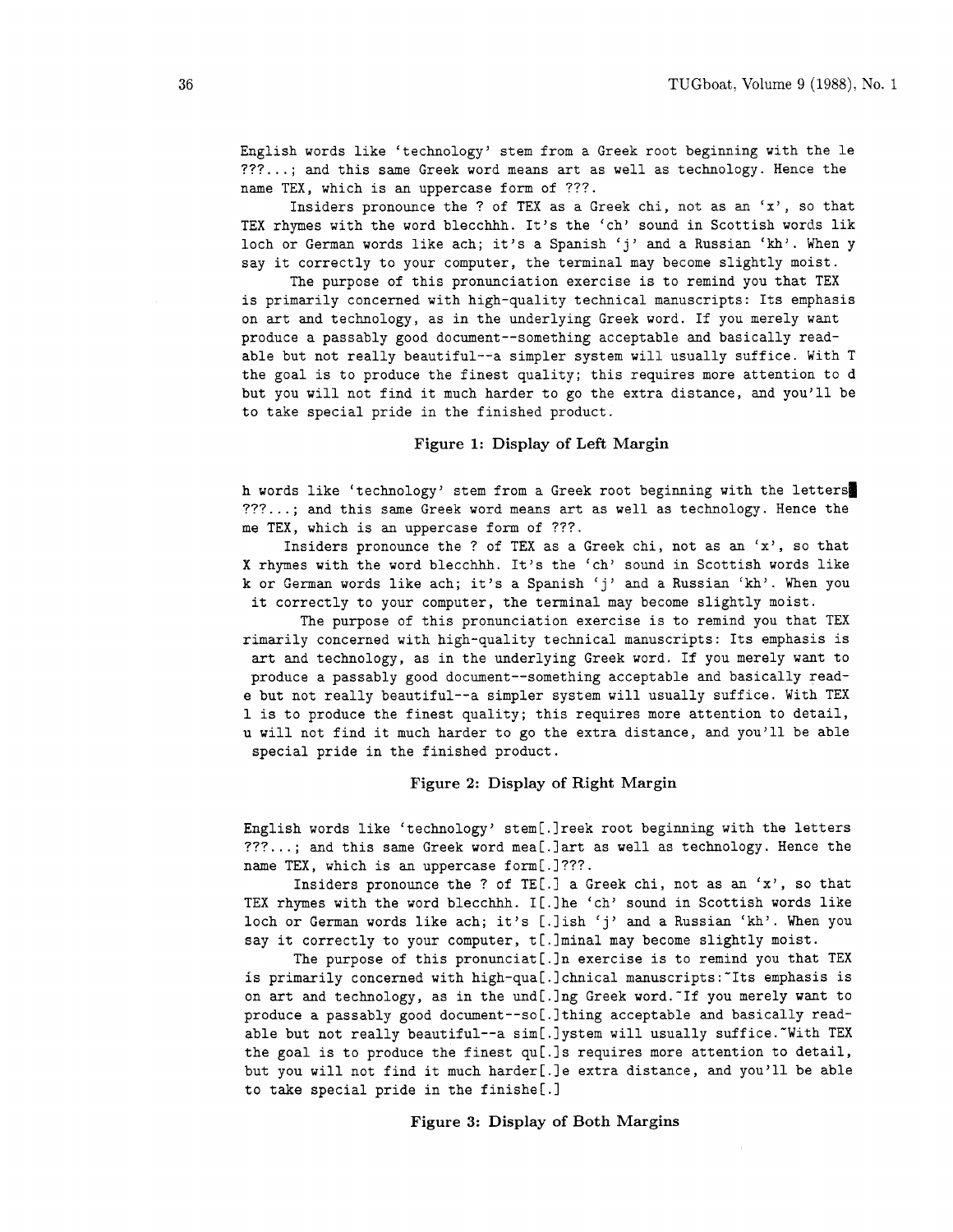```
English words like 'technology' stem from a Greek root beginning with the le
???...; and this same Greek word means art as well as technology. Hence the
name TEX, which is an uppercase form of ???.
     Insiders pronounce the ? of TEX as a Greek chi, not as an 'x', so that
TEX rhymes with the word blecchhh. It's the 'ch' sound in Scottish words lik
loch or German words like ach; it's a Spanish 'j' and a Russian 'kh'. When y
say it correctly to your computer, the terminal may become slightly moist.
     The purpose of this pronunciation exercise is to remind you that TEX
is primarily concerned with high-quality technical manuscripts: Its emphasis
on art and technology, as in the underlying Greek word. If you merely want
produce a passably good document--something acceptable and basically read-
able but not really beautiful--a simpler system will usually suffice. With T
the goal is to produce the finest quality; this requires more attention to d
but you will not find it much harder to go the extra distance, and you'll be
to take special pride in the finished product.
```

**Figure 1: Display of Left Margin**

```
h words like 'technology' stem from a Greek root beginning with the letters
???...; and this same Greek word means art as well as technology. Hence the
me TEX, which is an uppercase form of ???.
     Insiders pronounce the ? of TEX as a Greek chi, not as an 'x', so that
X rhymes with the word blecchhh. It's the 'ch' sound in Scottish words like
k or German words like ach; it's a Spanish 'j' and a Russian 'kh'. When you
 it correctly to your computer, the terminal may become slightly moist.
     The purpose of this pronunciation exercise is to remind you that TEX
rimarily concerned with high-quality technical manuscripts: Its emphasis is
 art and technology, as in the underlying Greek word. If you merely want to
 produce a passably good document--something acceptable and basically read-
e but not really beautiful--a simpler system will usually suffice. With TEX
l is to produce the finest quality; this requires more attention to detail,
u will not find it much harder to go the extra distance, and you'll be able
 special pride in the finished product.
```

**Figure 2: Display of Right Margin**

```
English words like 'technology' stem[.]reek root beginning with the letters
???...; and this same Greek word mea[.]art as well as technology. Hence the
name TEX, which is an uppercase form[.]???.
     Insiders pronounce the ? of TE[.] a Greek chi, not as an 'x', so that
TEX rhymes with the word blecchhh. I[.]he 'ch' sound in Scottish words like
loch or German words like ach; it's [.]ish 'j' and a Russian 'kh'. When you
say it correctly to your computer, t[.]minal may become slightly moist.
     The purpose of this pronunciat[.]n exercise is to remind you that TEX
is primarily concerned with high-qua[.]chnical manuscripts:~Its emphasis is
on art and technology, as in the und[.]ng Greek word.~If you merely want to
produce a passably good document--so[.]thing acceptable and basically read-
able but not really beautiful--a sim[.]ystem will usually suffice.~With TEX
the goal is to produce the finest qu[.]s requires more attention to detail,
but you will not find it much harder[.]e extra distance, and you'll be able
to take special pride in the finishe[.]
```

**Figure 3: Display of Both Margins**